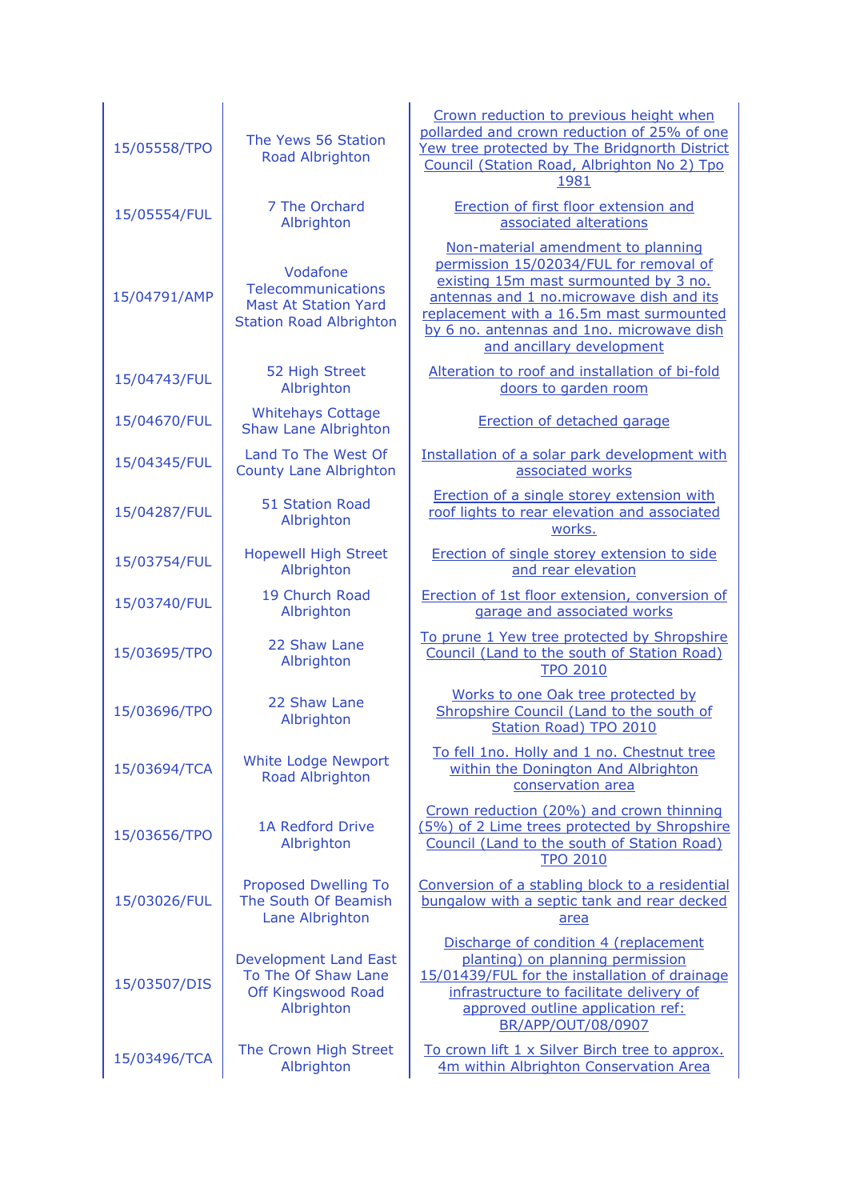| | | |
|---|---|---|
| 15/05558/TPO | The Yews 56 Station Road Albrighton | Crown reduction to previous height when pollarded and crown reduction of 25% of one Yew tree protected by The Bridgnorth District Council (Station Road, Albrighton No 2) Tpo 1981 |
| 15/05554/FUL | 7 The Orchard Albrighton | Erection of first floor extension and associated alterations |
| 15/04791/AMP | Vodafone Telecommunications Mast At Station Yard Station Road Albrighton | Non-material amendment to planning permission 15/02034/FUL for removal of existing 15m mast surmounted by 3 no. antennas and 1 no.microwave dish and its replacement with a 16.5m mast surmounted by 6 no. antennas and 1no. microwave dish and ancillary development |
| 15/04743/FUL | 52 High Street Albrighton | Alteration to roof and installation of bi-fold doors to garden room |
| 15/04670/FUL | Whitehays Cottage Shaw Lane Albrighton | Erection of detached garage |
| 15/04345/FUL | Land To The West Of County Lane Albrighton | Installation of a solar park development with associated works |
| 15/04287/FUL | 51 Station Road Albrighton | Erection of a single storey extension with roof lights to rear elevation and associated works. |
| 15/03754/FUL | Hopewell High Street Albrighton | Erection of single storey extension to side and rear elevation |
| 15/03740/FUL | 19 Church Road Albrighton | Erection of 1st floor extension, conversion of garage and associated works |
| 15/03695/TPO | 22 Shaw Lane Albrighton | To prune 1 Yew tree protected by Shropshire Council (Land to the south of Station Road) TPO 2010 |
| 15/03696/TPO | 22 Shaw Lane Albrighton | Works to one Oak tree protected by Shropshire Council (Land to the south of Station Road) TPO 2010 |
| 15/03694/TCA | White Lodge Newport Road Albrighton | To fell 1no. Holly and 1 no. Chestnut tree within the Donington And Albrighton conservation area |
| 15/03656/TPO | 1A Redford Drive Albrighton | Crown reduction (20%) and crown thinning (5%) of 2 Lime trees protected by Shropshire Council (Land to the south of Station Road) TPO 2010 |
| 15/03026/FUL | Proposed Dwelling To The South Of Beamish Lane Albrighton | Conversion of a stabling block to a residential bungalow with a septic tank and rear decked area |
| 15/03507/DIS | Development Land East To The Of Shaw Lane Off Kingswood Road Albrighton | Discharge of condition 4 (replacement planting) on planning permission 15/01439/FUL for the installation of drainage infrastructure to facilitate delivery of approved outline application ref: BR/APP/OUT/08/0907 |
| 15/03496/TCA | The Crown High Street Albrighton | To crown lift 1 x Silver Birch tree to approx. 4m within Albrighton Conservation Area |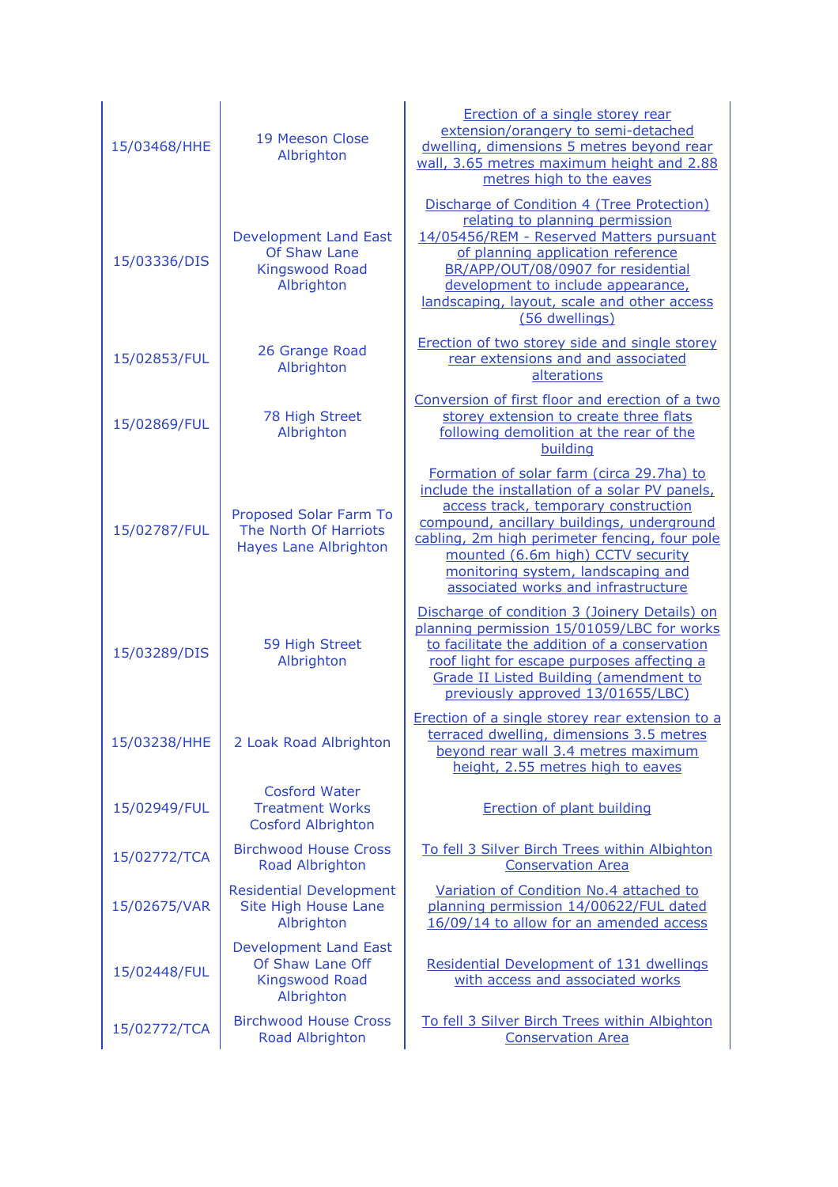| | | |
|---|---|---|
| 15/03468/HHE | 19 Meeson Close Albrighton | Erection of a single storey rear extension/orangery to semi-detached dwelling, dimensions 5 metres beyond rear wall, 3.65 metres maximum height and 2.88 metres high to the eaves |
| 15/03336/DIS | Development Land East Of Shaw Lane Kingswood Road Albrighton | Discharge of Condition 4 (Tree Protection) relating to planning permission 14/05456/REM - Reserved Matters pursuant of planning application reference BR/APP/OUT/08/0907 for residential development to include appearance, landscaping, layout, scale and other access (56 dwellings) |
| 15/02853/FUL | 26 Grange Road Albrighton | Erection of two storey side and single storey rear extensions and and associated alterations |
| 15/02869/FUL | 78 High Street Albrighton | Conversion of first floor and erection of a two storey extension to create three flats following demolition at the rear of the building |
| 15/02787/FUL | Proposed Solar Farm To The North Of Harriots Hayes Lane Albrighton | Formation of solar farm (circa 29.7ha) to include the installation of a solar PV panels, access track, temporary construction compound, ancillary buildings, underground cabling, 2m high perimeter fencing, four pole mounted (6.6m high) CCTV security monitoring system, landscaping and associated works and infrastructure |
| 15/03289/DIS | 59 High Street Albrighton | Discharge of condition 3 (Joinery Details) on planning permission 15/01059/LBC for works to facilitate the addition of a conservation roof light for escape purposes affecting a Grade II Listed Building (amendment to previously approved 13/01655/LBC) |
| 15/03238/HHE | 2 Loak Road Albrighton | Erection of a single storey rear extension to a terraced dwelling, dimensions 3.5 metres beyond rear wall 3.4 metres maximum height, 2.55 metres high to eaves |
| 15/02949/FUL | Cosford Water Treatment Works Cosford Albrighton | Erection of plant building |
| 15/02772/TCA | Birchwood House Cross Road Albrighton | To fell 3 Silver Birch Trees within Albighton Conservation Area |
| 15/02675/VAR | Residential Development Site High House Lane Albrighton | Variation of Condition No.4 attached to planning permission 14/00622/FUL dated 16/09/14 to allow for an amended access |
| 15/02448/FUL | Development Land East Of Shaw Lane Off Kingswood Road Albrighton | Residential Development of 131 dwellings with access and associated works |
| 15/02772/TCA | Birchwood House Cross Road Albrighton | To fell 3 Silver Birch Trees within Albighton Conservation Area |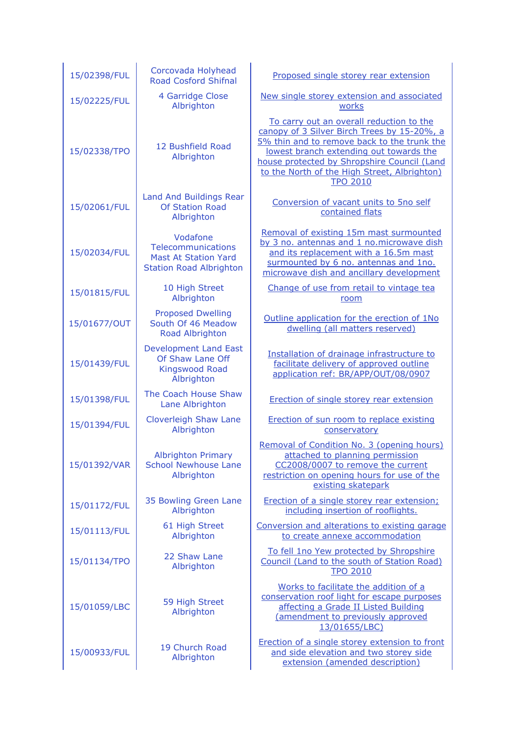| | | |
|---|---|---|
| 15/02398/FUL | Corcovada Holyhead Road Cosford Shifnal | Proposed single storey rear extension |
| 15/02225/FUL | 4 Garridge Close Albrighton | New single storey extension and associated works |
| 15/02338/TPO | 12 Bushfield Road Albrighton | To carry out an overall reduction to the canopy of 3 Silver Birch Trees by 15-20%, a 5% thin and to remove back to the trunk the lowest branch extending out towards the house protected by Shropshire Council (Land to the North of the High Street, Albrighton) TPO 2010 |
| 15/02061/FUL | Land And Buildings Rear Of Station Road Albrighton | Conversion of vacant units to 5no self contained flats |
| 15/02034/FUL | Vodafone Telecommunications Mast At Station Yard Station Road Albrighton | Removal of existing 15m mast surmounted by 3 no. antennas and 1 no.microwave dish and its replacement with a 16.5m mast surmounted by 6 no. antennas and 1no. microwave dish and ancillary development |
| 15/01815/FUL | 10 High Street Albrighton | Change of use from retail to vintage tea room |
| 15/01677/OUT | Proposed Dwelling South Of 46 Meadow Road Albrighton | Outline application for the erection of 1No dwelling (all matters reserved) |
| 15/01439/FUL | Development Land East Of Shaw Lane Off Kingswood Road Albrighton | Installation of drainage infrastructure to facilitate delivery of approved outline application ref: BR/APP/OUT/08/0907 |
| 15/01398/FUL | The Coach House Shaw Lane Albrighton | Erection of single storey rear extension |
| 15/01394/FUL | Cloverleigh Shaw Lane Albrighton | Erection of sun room to replace existing conservatory |
| 15/01392/VAR | Albrighton Primary School Newhouse Lane Albrighton | Removal of Condition No. 3 (opening hours) attached to planning permission CC2008/0007 to remove the current restriction on opening hours for use of the existing skatepark |
| 15/01172/FUL | 35 Bowling Green Lane Albrighton | Erection of a single storey rear extension; including insertion of rooflights. |
| 15/01113/FUL | 61 High Street Albrighton | Conversion and alterations to existing garage to create annexe accommodation |
| 15/01134/TPO | 22 Shaw Lane Albrighton | To fell 1no Yew protected by Shropshire Council (Land to the south of Station Road) TPO 2010 |
| 15/01059/LBC | 59 High Street Albrighton | Works to facilitate the addition of a conservation roof light for escape purposes affecting a Grade II Listed Building (amendment to previously approved 13/01655/LBC) |
| 15/00933/FUL | 19 Church Road Albrighton | Erection of a single storey extension to front and side elevation and two storey side extension (amended description) |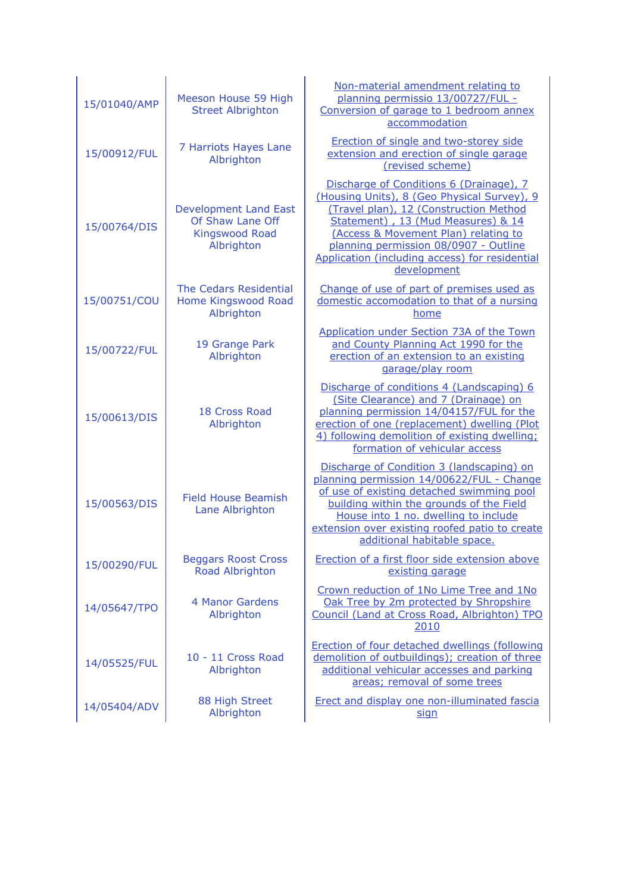| | | |
|---|---|---|
| 15/01040/AMP | Meeson House 59 High Street Albrighton | Non-material amendment relating to planning permissio 13/00727/FUL - Conversion of garage to 1 bedroom annex accommodation |
| 15/00912/FUL | 7 Harriots Hayes Lane Albrighton | Erection of single and two-storey side extension and erection of single garage (revised scheme) |
| 15/00764/DIS | Development Land East Of Shaw Lane Off Kingswood Road Albrighton | Discharge of Conditions 6 (Drainage), 7 (Housing Units), 8 (Geo Physical Survey), 9 (Travel plan), 12 (Construction Method Statement) , 13 (Mud Measures) & 14 (Access & Movement Plan) relating to planning permission 08/0907 - Outline Application (including access) for residential development |
| 15/00751/COU | The Cedars Residential Home Kingswood Road Albrighton | Change of use of part of premises used as domestic accomodation to that of a nursing home |
| 15/00722/FUL | 19 Grange Park Albrighton | Application under Section 73A of the Town and County Planning Act 1990 for the erection of an extension to an existing garage/play room |
| 15/00613/DIS | 18 Cross Road Albrighton | Discharge of conditions 4 (Landscaping) 6 (Site Clearance) and 7 (Drainage) on planning permission 14/04157/FUL for the erection of one (replacement) dwelling (Plot 4) following demolition of existing dwelling; formation of vehicular access |
| 15/00563/DIS | Field House Beamish Lane Albrighton | Discharge of Condition 3 (landscaping) on planning permission 14/00622/FUL - Change of use of existing detached swimming pool building within the grounds of the Field House into 1 no. dwelling to include extension over existing roofed patio to create additional habitable space. |
| 15/00290/FUL | Beggars Roost Cross Road Albrighton | Erection of a first floor side extension above existing garage |
| 14/05647/TPO | 4 Manor Gardens Albrighton | Crown reduction of 1No Lime Tree and 1No Oak Tree by 2m protected by Shropshire Council (Land at Cross Road, Albrighton) TPO 2010 |
| 14/05525/FUL | 10 - 11 Cross Road Albrighton | Erection of four detached dwellings (following demolition of outbuildings); creation of three additional vehicular accesses and parking areas; removal of some trees |
| 14/05404/ADV | 88 High Street Albrighton | Erect and display one non-illuminated fascia sign |